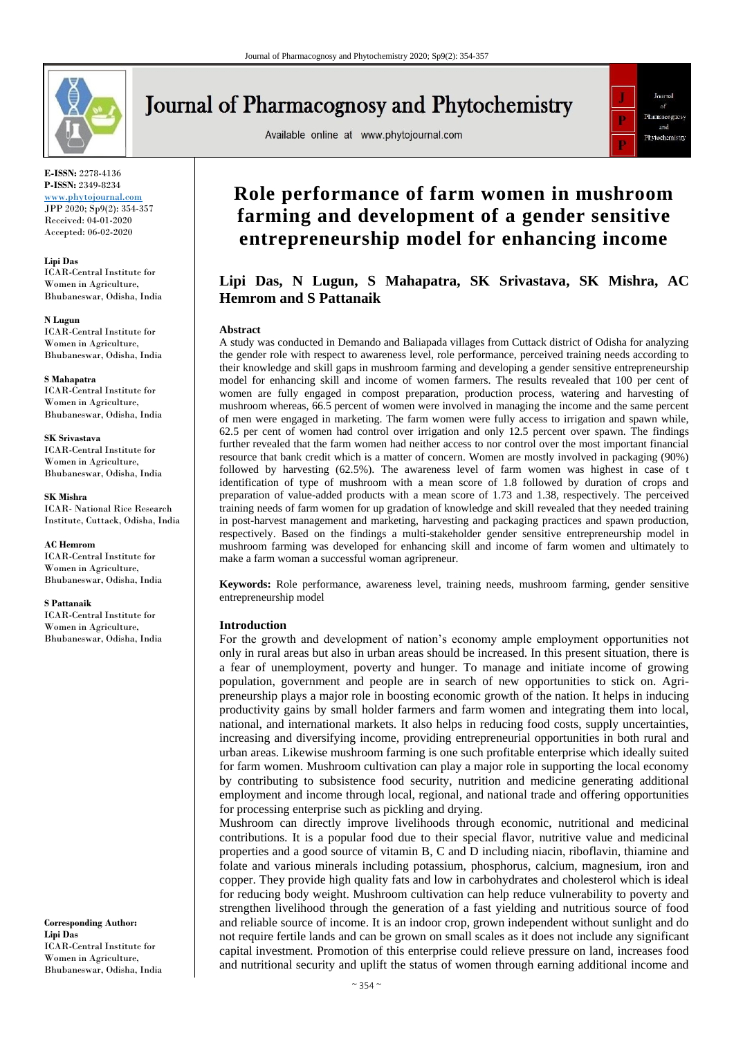E-ISSN: 2278-4136
P-ISSN: 2349-8234
www.phytojournal.com
JPP 2020; Sp9(2): 354-357
Received: 04-01-2020
Accepted: 06-02-2020

**Lipi Das**
ICAR-Central Institute for Women in Agriculture, Bhubaneswar, Odisha, India

**N Lugun**
ICAR-Central Institute for Women in Agriculture, Bhubaneswar, Odisha, India

**S Mahapatra**
ICAR-Central Institute for Women in Agriculture, Bhubaneswar, Odisha, India

**SK Srivastava**
ICAR-Central Institute for Women in Agriculture, Bhubaneswar, Odisha, India

**SK Mishra**
ICAR- National Rice Research Institute, Cuttack, Odisha, India

**AC Hemrom**
ICAR-Central Institute for Women in Agriculture, Bhubaneswar, Odisha, India

**S Pattanaik**
ICAR-Central Institute for Women in Agriculture, Bhubaneswar, Odisha, India

**Corresponding Author:**
**Lipi Das**
ICAR-Central Institute for Women in Agriculture, Bhubaneswar, Odisha, India

# Role performance of farm women in mushroom farming and development of a gender sensitive entrepreneurship model for enhancing income

**Lipi Das, N Lugun, S Mahapatra, SK Srivastava, SK Mishra, AC Hemrom and S Pattanaik**

## Abstract

A study was conducted in Demando and Baliapada villages from Cuttack district of Odisha for analyzing the gender role with respect to awareness level, role performance, perceived training needs according to their knowledge and skill gaps in mushroom farming and developing a gender sensitive entrepreneurship model for enhancing skill and income of women farmers. The results revealed that 100 per cent of women are fully engaged in compost preparation, production process, watering and harvesting of mushroom whereas, 66.5 percent of women were involved in managing the income and the same percent of men were engaged in marketing. The farm women were fully access to irrigation and spawn while, 62.5 per cent of women had control over irrigation and only 12.5 percent over spawn. The findings further revealed that the farm women had neither access to nor control over the most important financial resource that bank credit which is a matter of concern. Women are mostly involved in packaging (90%) followed by harvesting (62.5%). The awareness level of farm women was highest in case of t identification of type of mushroom with a mean score of 1.8 followed by duration of crops and preparation of value-added products with a mean score of 1.73 and 1.38, respectively. The perceived training needs of farm women for up gradation of knowledge and skill revealed that they needed training in post-harvest management and marketing, harvesting and packaging practices and spawn production, respectively. Based on the findings a multi-stakeholder gender sensitive entrepreneurship model in mushroom farming was developed for enhancing skill and income of farm women and ultimately to make a farm woman a successful woman agripreneur.

**Keywords:** Role performance, awareness level, training needs, mushroom farming, gender sensitive entrepreneurship model

## Introduction

For the growth and development of nation's economy ample employment opportunities not only in rural areas but also in urban areas should be increased. In this present situation, there is a fear of unemployment, poverty and hunger. To manage and initiate income of growing population, government and people are in search of new opportunities to stick on. Agri-preneurship plays a major role in boosting economic growth of the nation. It helps in inducing productivity gains by small holder farmers and farm women and integrating them into local, national, and international markets. It also helps in reducing food costs, supply uncertainties, increasing and diversifying income, providing entrepreneurial opportunities in both rural and urban areas. Likewise mushroom farming is one such profitable enterprise which ideally suited for farm women. Mushroom cultivation can play a major role in supporting the local economy by contributing to subsistence food security, nutrition and medicine generating additional employment and income through local, regional, and national trade and offering opportunities for processing enterprise such as pickling and drying.

Mushroom can directly improve livelihoods through economic, nutritional and medicinal contributions. It is a popular food due to their special flavor, nutritive value and medicinal properties and a good source of vitamin B, C and D including niacin, riboflavin, thiamine and folate and various minerals including potassium, phosphorus, calcium, magnesium, iron and copper. They provide high quality fats and low in carbohydrates and cholesterol which is ideal for reducing body weight. Mushroom cultivation can help reduce vulnerability to poverty and strengthen livelihood through the generation of a fast yielding and nutritious source of food and reliable source of income. It is an indoor crop, grown independent without sunlight and do not require fertile lands and can be grown on small scales as it does not include any significant capital investment. Promotion of this enterprise could relieve pressure on land, increases food and nutritional security and uplift the status of women through earning additional income and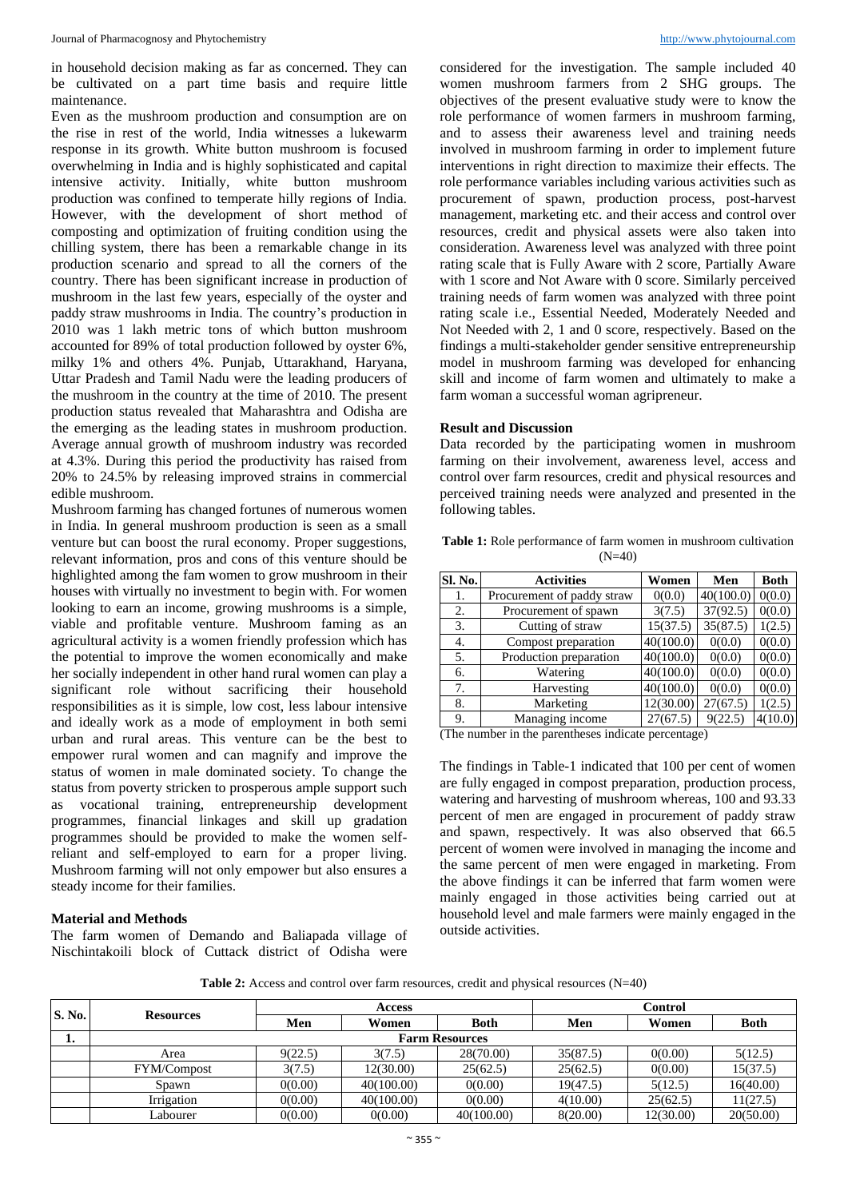in household decision making as far as concerned. They can be cultivated on a part time basis and require little maintenance.

Even as the mushroom production and consumption are on the rise in rest of the world, India witnesses a lukewarm response in its growth. White button mushroom is focused overwhelming in India and is highly sophisticated and capital intensive activity. Initially, white button mushroom production was confined to temperate hilly regions of India. However, with the development of short method of composting and optimization of fruiting condition using the chilling system, there has been a remarkable change in its production scenario and spread to all the corners of the country. There has been significant increase in production of mushroom in the last few years, especially of the oyster and paddy straw mushrooms in India. The country's production in 2010 was 1 lakh metric tons of which button mushroom accounted for 89% of total production followed by oyster 6%, milky 1% and others 4%. Punjab, Uttarakhand, Haryana, Uttar Pradesh and Tamil Nadu were the leading producers of the mushroom in the country at the time of 2010. The present production status revealed that Maharashtra and Odisha are the emerging as the leading states in mushroom production. Average annual growth of mushroom industry was recorded at 4.3%. During this period the productivity has raised from 20% to 24.5% by releasing improved strains in commercial edible mushroom.

Mushroom farming has changed fortunes of numerous women in India. In general mushroom production is seen as a small venture but can boost the rural economy. Proper suggestions, relevant information, pros and cons of this venture should be highlighted among the fam women to grow mushroom in their houses with virtually no investment to begin with. For women looking to earn an income, growing mushrooms is a simple, viable and profitable venture. Mushroom faming as an agricultural activity is a women friendly profession which has the potential to improve the women economically and make her socially independent in other hand rural women can play a significant role without sacrificing their household responsibilities as it is simple, low cost, less labour intensive and ideally work as a mode of employment in both semi urban and rural areas. This venture can be the best to empower rural women and can magnify and improve the status of women in male dominated society. To change the status from poverty stricken to prosperous ample support such as vocational training, entrepreneurship development programmes, financial linkages and skill up gradation programmes should be provided to make the women self-reliant and self-employed to earn for a proper living. Mushroom farming will not only empower but also ensures a steady income for their families.

## Material and Methods

The farm women of Demando and Baliapada village of Nischintakoili block of Cuttack district of Odisha were considered for the investigation. The sample included 40 women mushroom farmers from 2 SHG groups. The objectives of the present evaluative study were to know the role performance of women farmers in mushroom farming, and to assess their awareness level and training needs involved in mushroom farming in order to implement future interventions in right direction to maximize their effects. The role performance variables including various activities such as procurement of spawn, production process, post-harvest management, marketing etc. and their access and control over resources, credit and physical assets were also taken into consideration. Awareness level was analyzed with three point rating scale that is Fully Aware with 2 score, Partially Aware with 1 score and Not Aware with 0 score. Similarly perceived training needs of farm women was analyzed with three point rating scale i.e., Essential Needed, Moderately Needed and Not Needed with 2, 1 and 0 score, respectively. Based on the findings a multi-stakeholder gender sensitive entrepreneurship model in mushroom farming was developed for enhancing skill and income of farm women and ultimately to make a farm woman a successful woman agripreneur.

## Result and Discussion

Data recorded by the participating women in mushroom farming on their involvement, awareness level, access and control over farm resources, credit and physical resources and perceived training needs were analyzed and presented in the following tables.

**Table 1:** Role performance of farm women in mushroom cultivation (N=40)

| Sl. No. | Activities | Women | Men | Both |
|---|---|---|---|---|
| 1. | Procurement of paddy straw | 0(0.0) | 40(100.0) | 0(0.0) |
| 2. | Procurement of spawn | 3(7.5) | 37(92.5) | 0(0.0) |
| 3. | Cutting of straw | 15(37.5) | 35(87.5) | 1(2.5) |
| 4. | Compost preparation | 40(100.0) | 0(0.0) | 0(0.0) |
| 5. | Production preparation | 40(100.0) | 0(0.0) | 0(0.0) |
| 6. | Watering | 40(100.0) | 0(0.0) | 0(0.0) |
| 7. | Harvesting | 40(100.0) | 0(0.0) | 0(0.0) |
| 8. | Marketing | 12(30.00) | 27(67.5) | 1(2.5) |
| 9. | Managing income | 27(67.5) | 9(22.5) | 4(10.0) |

(The number in the parentheses indicate percentage)

The findings in Table-1 indicated that 100 per cent of women are fully engaged in compost preparation, production process, watering and harvesting of mushroom whereas, 100 and 93.33 percent of men are engaged in procurement of paddy straw and spawn, respectively. It was also observed that 66.5 percent of women were involved in managing the income and the same percent of men were engaged in marketing. From the above findings it can be inferred that farm women were mainly engaged in those activities being carried out at household level and male farmers were mainly engaged in the outside activities.

**Table 2:** Access and control over farm resources, credit and physical resources (N=40)

| S. No. | Resources | Access | | | Control | | |
|---|---|---|---|---|---|---|---|
| | | Men | Women | Both | Men | Women | Both |
| 1. | Farm Resources | | | | | | |
| | Area | 9(22.5) | 3(7.5) | 28(70.00) | 35(87.5) | 0(0.00) | 5(12.5) |
| | FYM/Compost | 3(7.5) | 12(30.00) | 25(62.5) | 25(62.5) | 0(0.00) | 15(37.5) |
| | Spawn | 0(0.00) | 40(100.00) | 0(0.00) | 19(47.5) | 5(12.5) | 16(40.00) |
| | Irrigation | 0(0.00) | 40(100.00) | 0(0.00) | 4(10.00) | 25(62.5) | 11(27.5) |
| | Labourer | 0(0.00) | 0(0.00) | 40(100.00) | 8(20.00) | 12(30.00) | 20(50.00) |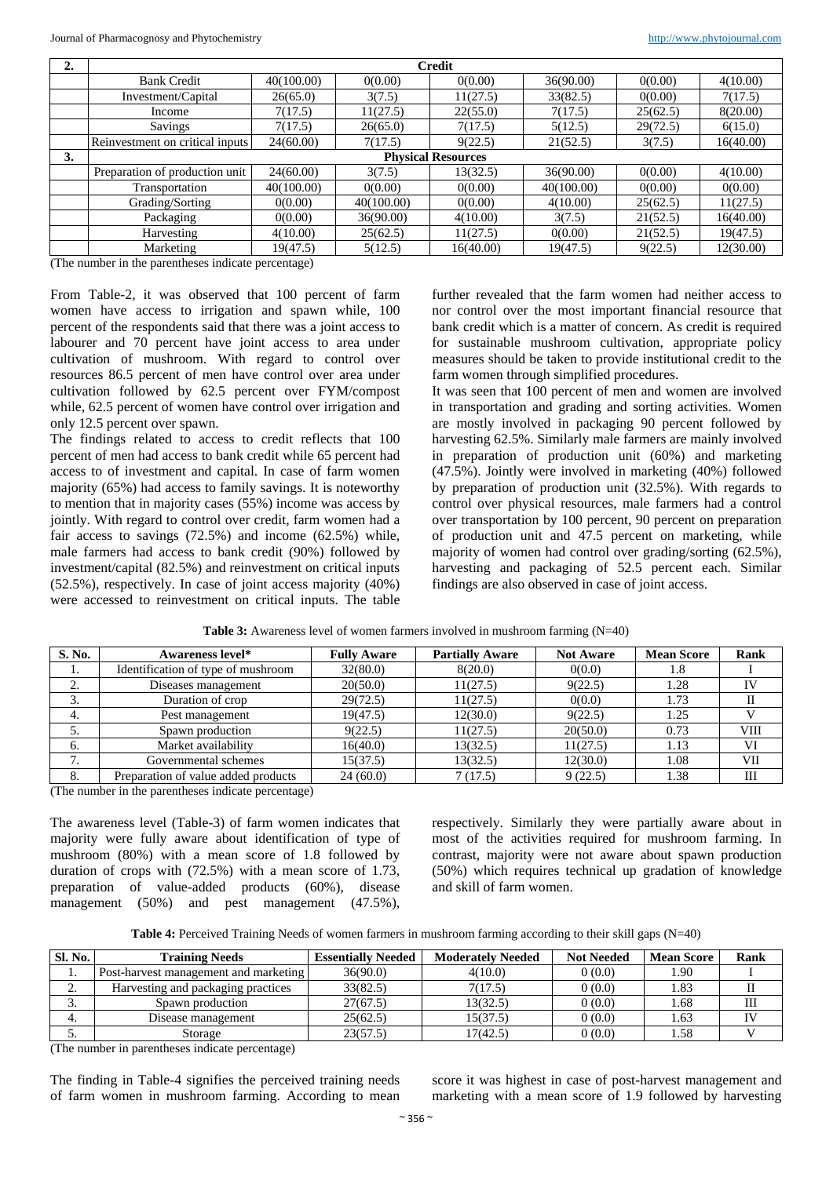| 2. | Credit | | | | | |
|---|---|---|---|---|---|---|
| | Bank Credit | 40(100.00) | 0(0.00) | 0(0.00) | 36(90.00) | 0(0.00) | 4(10.00) |
| | Investment/Capital | 26(65.0) | 3(7.5) | 11(27.5) | 33(82.5) | 0(0.00) | 7(17.5) |
| | Income | 7(17.5) | 11(27.5) | 22(55.0) | 7(17.5) | 25(62.5) | 8(20.00) |
| | Savings | 7(17.5) | 26(65.0) | 7(17.5) | 5(12.5) | 29(72.5) | 6(15.0) |
| | Reinvestment on critical inputs | 24(60.00) | 7(17.5) | 9(22.5) | 21(52.5) | 3(7.5) | 16(40.00) |
| 3. | Physical Resources | | | | | | |
| | Preparation of production unit | 24(60.00) | 3(7.5) | 13(32.5) | 36(90.00) | 0(0.00) | 4(10.00) |
| | Transportation | 40(100.00) | 0(0.00) | 0(0.00) | 40(100.00) | 0(0.00) | 0(0.00) |
| | Grading/Sorting | 0(0.00) | 40(100.00) | 0(0.00) | 4(10.00) | 25(62.5) | 11(27.5) |
| | Packaging | 0(0.00) | 36(90.00) | 4(10.00) | 3(7.5) | 21(52.5) | 16(40.00) |
| | Harvesting | 4(10.00) | 25(62.5) | 11(27.5) | 0(0.00) | 21(52.5) | 19(47.5) |
| | Marketing | 19(47.5) | 5(12.5) | 16(40.00) | 19(47.5) | 9(22.5) | 12(30.00) |

(The number in the parentheses indicate percentage)

From Table-2, it was observed that 100 percent of farm women have access to irrigation and spawn while, 100 percent of the respondents said that there was a joint access to labourer and 70 percent have joint access to area under cultivation of mushroom. With regard to control over resources 86.5 percent of men have control over area under cultivation followed by 62.5 percent over FYM/compost while, 62.5 percent of women have control over irrigation and only 12.5 percent over spawn.

The findings related to access to credit reflects that 100 percent of men had access to bank credit while 65 percent had access to of investment and capital. In case of farm women majority (65%) had access to family savings. It is noteworthy to mention that in majority cases (55%) income was access by jointly. With regard to control over credit, farm women had a fair access to savings (72.5%) and income (62.5%) while, male farmers had access to bank credit (90%) followed by investment/capital (82.5%) and reinvestment on critical inputs (52.5%), respectively. In case of joint access majority (40%) were accessed to reinvestment on critical inputs. The table further revealed that the farm women had neither access to nor control over the most important financial resource that bank credit which is a matter of concern. As credit is required for sustainable mushroom cultivation, appropriate policy measures should be taken to provide institutional credit to the farm women through simplified procedures.

It was seen that 100 percent of men and women are involved in transportation and grading and sorting activities. Women are mostly involved in packaging 90 percent followed by harvesting 62.5%. Similarly male farmers are mainly involved in preparation of production unit (60%) and marketing (47.5%). Jointly were involved in marketing (40%) followed by preparation of production unit (32.5%). With regards to control over physical resources, male farmers had a control over transportation by 100 percent, 90 percent on preparation of production unit and 47.5 percent on marketing, while majority of women had control over grading/sorting (62.5%), harvesting and packaging of 52.5 percent each. Similar findings are also observed in case of joint access.

**Table 3:** Awareness level of women farmers involved in mushroom farming (N=40)

| S. No. | Awareness level* | Fully Aware | Partially Aware | Not Aware | Mean Score | Rank |
|---|---|---|---|---|---|---|
| 1. | Identification of type of mushroom | 32(80.0) | 8(20.0) | 0(0.0) | 1.8 | I |
| 2. | Diseases management | 20(50.0) | 11(27.5) | 9(22.5) | 1.28 | IV |
| 3. | Duration of crop | 29(72.5) | 11(27.5) | 0(0.0) | 1.73 | II |
| 4. | Pest management | 19(47.5) | 12(30.0) | 9(22.5) | 1.25 | V |
| 5. | Spawn production | 9(22.5) | 11(27.5) | 20(50.0) | 0.73 | VIII |
| 6. | Market availability | 16(40.0) | 13(32.5) | 11(27.5) | 1.13 | VI |
| 7. | Governmental schemes | 15(37.5) | 13(32.5) | 12(30.0) | 1.08 | VII |
| 8. | Preparation of value added products | 24 (60.0) | 7 (17.5) | 9 (22.5) | 1.38 | III |

(The number in the parentheses indicate percentage)

The awareness level (Table-3) of farm women indicates that majority were fully aware about identification of type of mushroom (80%) with a mean score of 1.8 followed by duration of crops with (72.5%) with a mean score of 1.73, preparation of value-added products (60%), disease management (50%) and pest management (47.5%), respectively. Similarly they were partially aware about in most of the activities required for mushroom farming. In contrast, majority were not aware about spawn production (50%) which requires technical up gradation of knowledge and skill of farm women.

**Table 4:** Perceived Training Needs of women farmers in mushroom farming according to their skill gaps (N=40)

| Sl. No. | Training Needs | Essentially Needed | Moderately Needed | Not Needed | Mean Score | Rank |
|---|---|---|---|---|---|---|
| 1. | Post-harvest management and marketing | 36(90.0) | 4(10.0) | 0 (0.0) | 1.90 | I |
| 2. | Harvesting and packaging practices | 33(82.5) | 7(17.5) | 0 (0.0) | 1.83 | II |
| 3. | Spawn production | 27(67.5) | 13(32.5) | 0 (0.0) | 1.68 | III |
| 4. | Disease management | 25(62.5) | 15(37.5) | 0 (0.0) | 1.63 | IV |
| 5. | Storage | 23(57.5) | 17(42.5) | 0 (0.0) | 1.58 | V |

(The number in parentheses indicate percentage)

The finding in Table-4 signifies the perceived training needs of farm women in mushroom farming. According to mean score it was highest in case of post-harvest management and marketing with a mean score of 1.9 followed by harvesting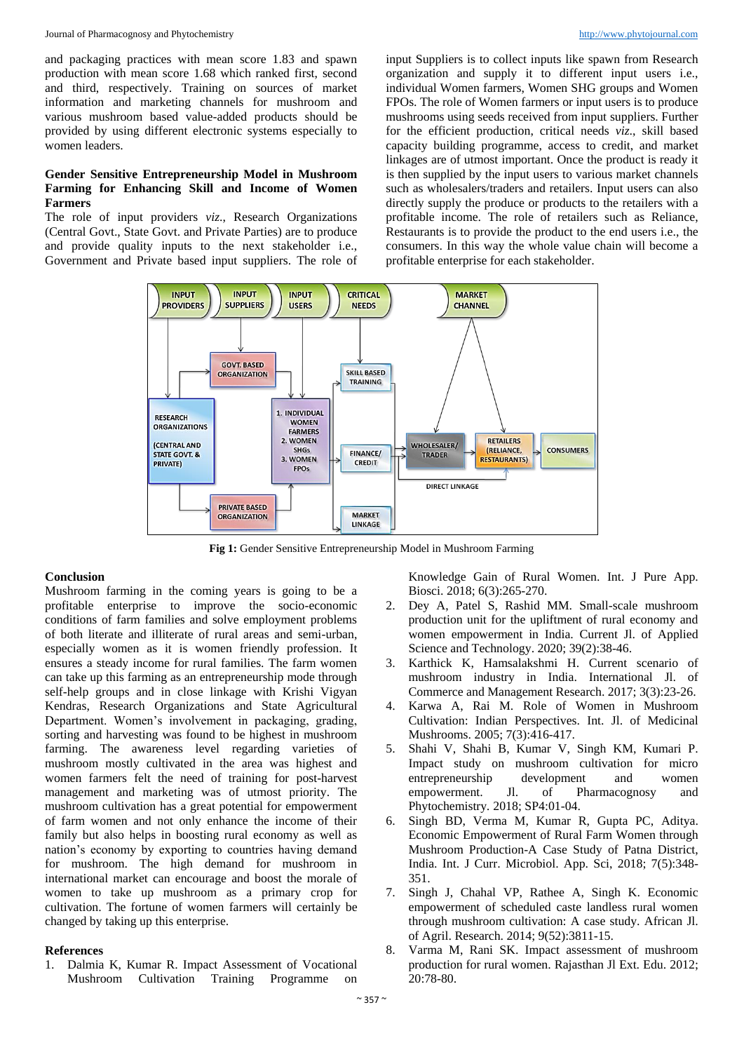and packaging practices with mean score 1.83 and spawn production with mean score 1.68 which ranked first, second and third, respectively. Training on sources of market information and marketing channels for mushroom and various mushroom based value-added products should be provided by using different electronic systems especially to women leaders.

### Gender Sensitive Entrepreneurship Model in Mushroom Farming for Enhancing Skill and Income of Women Farmers

The role of input providers *viz*., Research Organizations (Central Govt., State Govt. and Private Parties) are to produce and provide quality inputs to the next stakeholder i.e., Government and Private based input suppliers. The role of input Suppliers is to collect inputs like spawn from Research organization and supply it to different input users i.e., individual Women farmers, Women SHG groups and Women FPOs. The role of Women farmers or input users is to produce mushrooms using seeds received from input suppliers. Further for the efficient production, critical needs *viz*., skill based capacity building programme, access to credit, and market linkages are of utmost important. Once the product is ready it is then supplied by the input users to various market channels such as wholesalers/traders and retailers. Input users can also directly supply the produce or products to the retailers with a profitable income. The role of retailers such as Reliance, Restaurants is to provide the product to the end users i.e., the consumers. In this way the whole value chain will become a profitable enterprise for each stakeholder.

INPUT PROVIDERS
INPUT SUPPLIERS
INPUT USERS
CRITICAL NEEDS
MARKET CHANNEL
GOVT. BASED ORGANIZATION
SKILL BASED TRAINING
RESEARCH ORGANIZATIONS (CENTRAL AND STATE GOVT. & PRIVATE)
1. INDIVIDUAL WOMEN FARMERS
2. WOMEN SHGs
3. WOMEN FPOs
FINANCE/ CREDIT
WHOLESALER/ TRADER
RETAILERS (RELIANCE, RESTAURANTS)
CONSUMERS
DIRECT LINKAGE
PRIVATE BASED ORGANIZATION
MARKET LINKAGE

**Fig 1:** Gender Sensitive Entrepreneurship Model in Mushroom Farming

## Conclusion

Mushroom farming in the coming years is going to be a profitable enterprise to improve the socio-economic conditions of farm families and solve employment problems of both literate and illiterate of rural areas and semi-urban, especially women as it is women friendly profession. It ensures a steady income for rural families. The farm women can take up this farming as an entrepreneurship mode through self-help groups and in close linkage with Krishi Vigyan Kendras, Research Organizations and State Agricultural Department. Women's involvement in packaging, grading, sorting and harvesting was found to be highest in mushroom farming. The awareness level regarding varieties of mushroom mostly cultivated in the area was highest and women farmers felt the need of training for post-harvest management and marketing was of utmost priority. The mushroom cultivation has a great potential for empowerment of farm women and not only enhance the income of their family but also helps in boosting rural economy as well as nation's economy by exporting to countries having demand for mushroom. The high demand for mushroom in international market can encourage and boost the morale of women to take up mushroom as a primary crop for cultivation. The fortune of women farmers will certainly be changed by taking up this enterprise.

## References

1. Dalmia K, Kumar R. Impact Assessment of Vocational Mushroom Cultivation Training Programme on Knowledge Gain of Rural Women. Int. J Pure App. Biosci. 2018; 6(3):265-270.
2. Dey A, Patel S, Rashid MM. Small-scale mushroom production unit for the upliftment of rural economy and women empowerment in India. Current Jl. of Applied Science and Technology. 2020; 39(2):38-46.
3. Karthick K, Hamsalakshmi H. Current scenario of mushroom industry in India. International Jl. of Commerce and Management Research. 2017; 3(3):23-26.
4. Karwa A, Rai M. Role of Women in Mushroom Cultivation: Indian Perspectives. Int. Jl. of Medicinal Mushrooms. 2005; 7(3):416-417.
5. Shahi V, Shahi B, Kumar V, Singh KM, Kumari P. Impact study on mushroom cultivation for micro entrepreneurship development and women empowerment. Jl. of Pharmacognosy and Phytochemistry. 2018; SP4:01-04.
6. Singh BD, Verma M, Kumar R, Gupta PC, Aditya. Economic Empowerment of Rural Farm Women through Mushroom Production-A Case Study of Patna District, India. Int. J Curr. Microbiol. App. Sci, 2018; 7(5):348-351.
7. Singh J, Chahal VP, Rathee A, Singh K. Economic empowerment of scheduled caste landless rural women through mushroom cultivation: A case study. African Jl. of Agril. Research. 2014; 9(52):3811-15.
8. Varma M, Rani SK. Impact assessment of mushroom production for rural women. Rajasthan Jl Ext. Edu. 2012; 20:78-80.